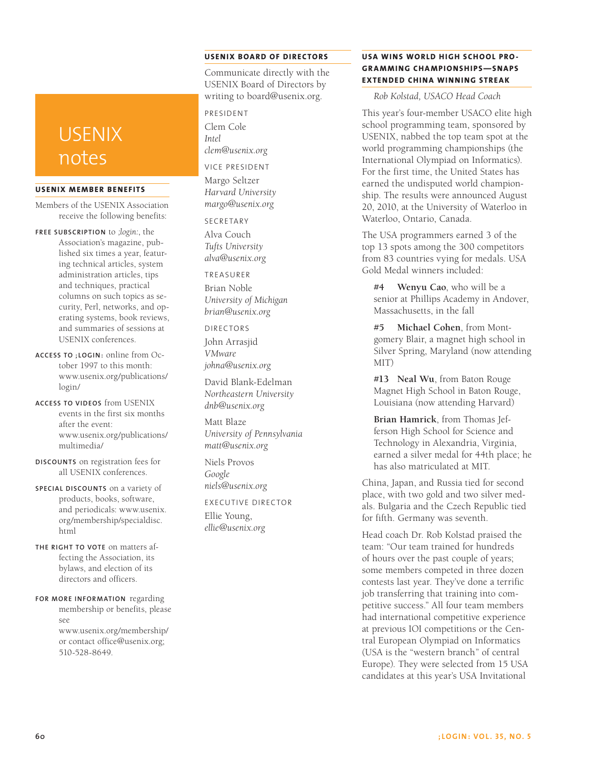# USENIX notes

## USENIX Member Benefits

Members of the USENIX Association receive the following benefits:

**Free subscription** to *;login:*, the Association's magazine, published six times a year, featuring technical articles, system administration articles, tips and techniques, practical columns on such topics as security, Perl, networks, and operating systems, book reviews, and summaries of sessions at USENIX conferences.

**Access to ;login:** online from October 1997 to this month: www.usenix.org/publications/login/

**Access to videos** from USENIX events in the first six months after the event: www.usenix.org/publications/multimedia/

**Discounts** on registration fees for all USENIX conferences.

**Special discounts** on a variety of products, books, software, and periodicals: www.usenix.org/membership/specialdisc.html

**The right to vote** on matters affecting the Association, its bylaws, and election of its directors and officers.

**For more information** regarding membership or benefits, please see www.usenix.org/membership/ or contact office@usenix.org; 510-528-8649.

## USENIX Board of Directors

Communicate directly with the USENIX Board of Directors by writing to board@usenix.org.

PRESIDENT

Clem Cole
*Intel*
*clem@usenix.org*

VICE PRESIDENT

Margo Seltzer
*Harvard University*
*margo@usenix.org*

SECRETARY

Alva Couch
*Tufts University*
*alva@usenix.org*

TREASURER

Brian Noble
*University of Michigan*
*brian@usenix.org*

DIRECTORS

John Arrasjid
*VMware*
*johna@usenix.org*

David Blank-Edelman
*Northeastern University*
*dnb@usenix.org*

Matt Blaze
*University of Pennsylvania*
*matt@usenix.org*

Niels Provos
*Google*
*niels@usenix.org*

EXECUTIVE DIRECTOR

Ellie Young,
*ellie@usenix.org*

## USA Wins World High School Programming Championships—Snaps Extended China Winning Streak

*Rob Kolstad, USACO Head Coach*

This year's four-member USACO elite high school programming team, sponsored by USENIX, nabbed the top team spot at the world programming championships (the International Olympiad on Informatics). For the first time, the United States has earned the undisputed world championship. The results were announced August 20, 2010, at the University of Waterloo in Waterloo, Ontario, Canada.

The USA programmers earned 3 of the top 13 spots among the 300 competitors from 83 countries vying for medals. USA Gold Medal winners included:

#4 **Wenyu Cao**, who will be a senior at Phillips Academy in Andover, Massachusetts, in the fall

#5 **Michael Cohen**, from Montgomery Blair, a magnet high school in Silver Spring, Maryland (now attending MIT)

#13 **Neal Wu**, from Baton Rouge Magnet High School in Baton Rouge, Louisiana (now attending Harvard)

**Brian Hamrick**, from Thomas Jefferson High School for Science and Technology in Alexandria, Virginia, earned a silver medal for 44th place; he has also matriculated at MIT.

China, Japan, and Russia tied for second place, with two gold and two silver medals. Bulgaria and the Czech Republic tied for fifth. Germany was seventh.

Head coach Dr. Rob Kolstad praised the team: "Our team trained for hundreds of hours over the past couple of years; some members competed in three dozen contests last year. They've done a terrific job transferring that training into competitive success." All four team members had international competitive experience at previous IOI competitions or the Central European Olympiad on Informatics (USA is the "western branch" of central Europe). They were selected from 15 USA candidates at this year's USA Invitational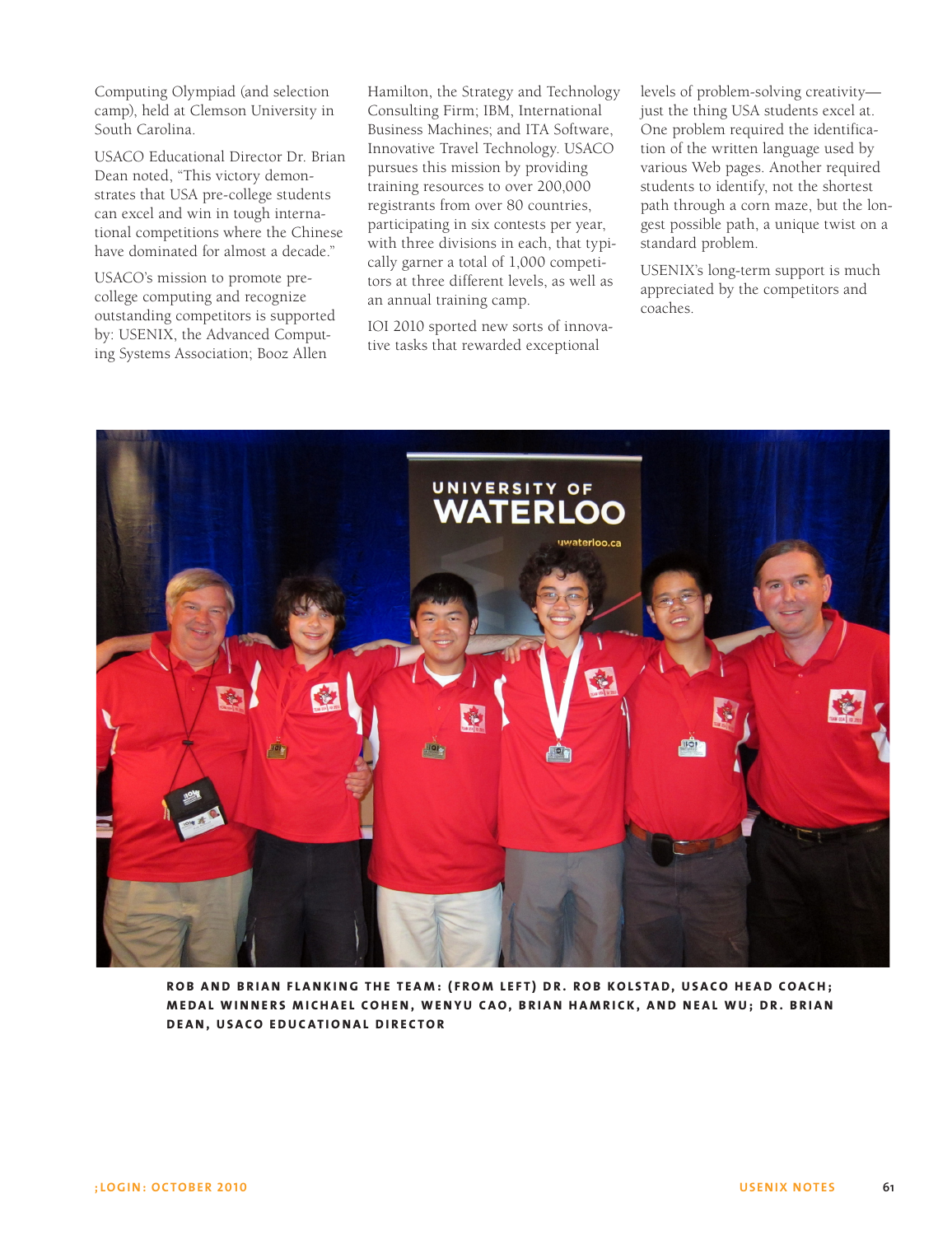Computing Olympiad (and selection camp), held at Clemson University in South Carolina.

USACO Educational Director Dr. Brian Dean noted, "This victory demonstrates that USA pre-college students can excel and win in tough international competitions where the Chinese have dominated for almost a decade."

USACO's mission to promote pre-college computing and recognize outstanding competitors is supported by: USENIX, the Advanced Computing Systems Association; Booz Allen Hamilton, the Strategy and Technology Consulting Firm; IBM, International Business Machines; and ITA Software, Innovative Travel Technology. USACO pursues this mission by providing training resources to over 200,000 registrants from over 80 countries, participating in six contests per year, with three divisions in each, that typically garner a total of 1,000 competitors at three different levels, as well as an annual training camp.

IOI 2010 sported new sorts of innovative tasks that rewarded exceptional levels of problem-solving creativity—just the thing USA students excel at. One problem required the identification of the written language used by various Web pages. Another required students to identify, not the shortest path through a corn maze, but the longest possible path, a unique twist on a standard problem.

USENIX's long-term support is much appreciated by the competitors and coaches.

ROB AND BRIAN FLANKING THE TEAM: (FROM LEFT) DR. ROB KOLSTAD, USACO HEAD COACH; MEDAL WINNERS MICHAEL COHEN, WENYU CAO, BRIAN HAMRICK, AND NEAL WU; DR. BRIAN DEAN, USACO EDUCATIONAL DIRECTOR